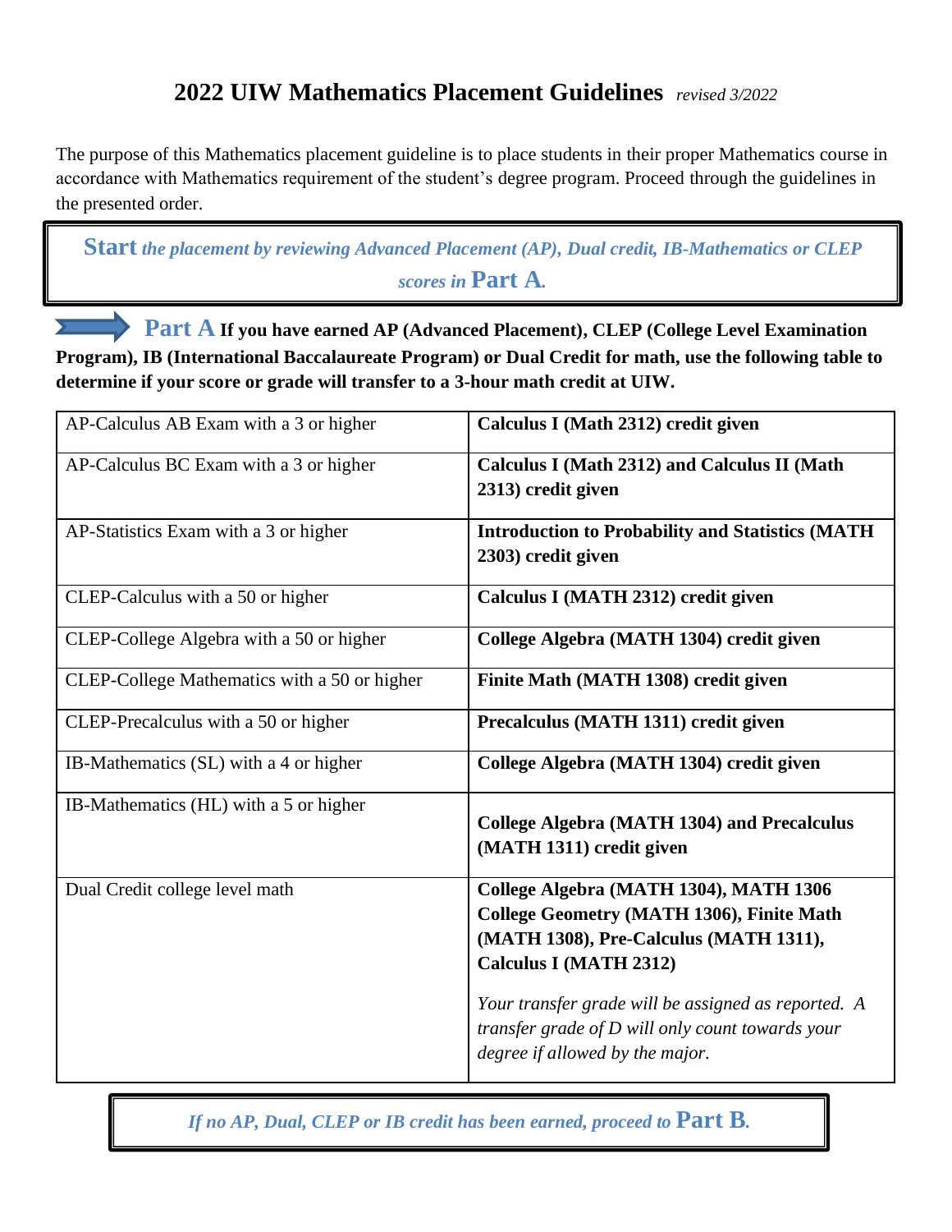# 2022 UIW Mathematics Placement Guidelines *revised 3/2022*

The purpose of this Mathematics placement guideline is to place students in their proper Mathematics course in accordance with Mathematics requirement of the student's degree program. Proceed through the guidelines in the presented order.

**Start** ***the placement by reviewing Advanced Placement (AP), Dual credit, IB-Mathematics or CLEP scores in*** **Part A.**

**Part A If you have earned AP (Advanced Placement), CLEP (College Level Examination Program), IB (International Baccalaureate Program) or Dual Credit for math, use the following table to determine if your score or grade will transfer to a 3-hour math credit at UIW.**

| | |
|---|---|
| AP-Calculus AB Exam with a 3 or higher | **Calculus I (Math 2312) credit given** |
| AP-Calculus BC Exam with a 3 or higher | **Calculus I (Math 2312) and Calculus II (Math 2313) credit given** |
| AP-Statistics Exam with a 3 or higher | **Introduction to Probability and Statistics (MATH 2303) credit given** |
| CLEP-Calculus with a 50 or higher | **Calculus I (MATH 2312) credit given** |
| CLEP-College Algebra with a 50 or higher | **College Algebra (MATH 1304) credit given** |
| CLEP-College Mathematics with a 50 or higher | **Finite Math (MATH 1308) credit given** |
| CLEP-Precalculus with a 50 or higher | **Precalculus (MATH 1311) credit given** |
| IB-Mathematics (SL) with a 4 or higher | **College Algebra (MATH 1304) credit given** |
| IB-Mathematics (HL) with a 5 or higher | **College Algebra (MATH 1304) and Precalculus (MATH 1311) credit given** |
| Dual Credit college level math | **College Algebra (MATH 1304), MATH 1306 College Geometry (MATH 1306), Finite Math (MATH 1308), Pre-Calculus (MATH 1311), Calculus I (MATH 2312)** <br><br> *Your transfer grade will be assigned as reported. A transfer grade of D will only count towards your degree if allowed by the major.* |

*If no AP, Dual, CLEP or IB credit has been earned, proceed to* **Part B.**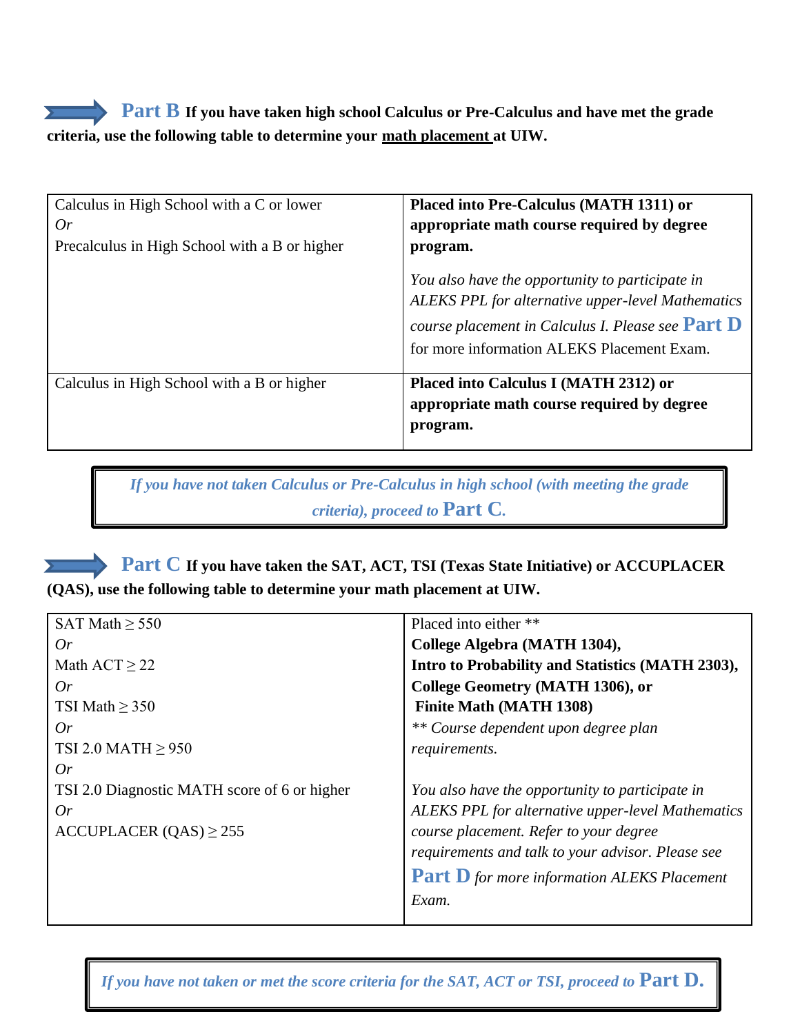## Part B If you have taken high school Calculus or Pre-Calculus and have met the grade criteria, use the following table to determine your math placement at UIW.

| | |
|---|---|
| Calculus in High School with a C or lower<br>*Or*<br>Precalculus in High School with a B or higher | **Placed into Pre-Calculus (MATH 1311) or appropriate math course required by degree program.**<br><br>*You also have the opportunity to participate in ALEKS PPL for alternative upper-level Mathematics course placement in Calculus I. Please see* **Part D** for more information ALEKS Placement Exam. |
| Calculus in High School with a B or higher | **Placed into Calculus I (MATH 2312) or appropriate math course required by degree program.** |

*If you have not taken Calculus or Pre-Calculus in high school (with meeting the grade criteria), proceed to* **Part C**.

## Part C If you have taken the SAT, ACT, TSI (Texas State Initiative) or ACCUPLACER (QAS), use the following table to determine your math placement at UIW.

| | |
|---|---|
| SAT Math ≥ 550<br>*Or*<br>Math ACT ≥ 22<br>*Or*<br>TSI Math ≥ 350<br>*Or*<br>TSI 2.0 MATH ≥ 950<br>*Or*<br>TSI 2.0 Diagnostic MATH score of 6 or higher<br>*Or*<br>ACCUPLACER (QAS) ≥ 255 | Placed into either **<br>**College Algebra (MATH 1304),**<br>**Intro to Probability and Statistics (MATH 2303),**<br>**College Geometry (MATH 1306), or**<br>**Finite Math (MATH 1308)**<br>*** Course dependent upon degree plan requirements.*<br><br>*You also have the opportunity to participate in ALEKS PPL for alternative upper-level Mathematics course placement. Refer to your degree requirements and talk to your advisor. Please see* **Part D** *for more information ALEKS Placement Exam.* |

*If you have not taken or met the score criteria for the SAT, ACT or TSI, proceed to* **Part D.**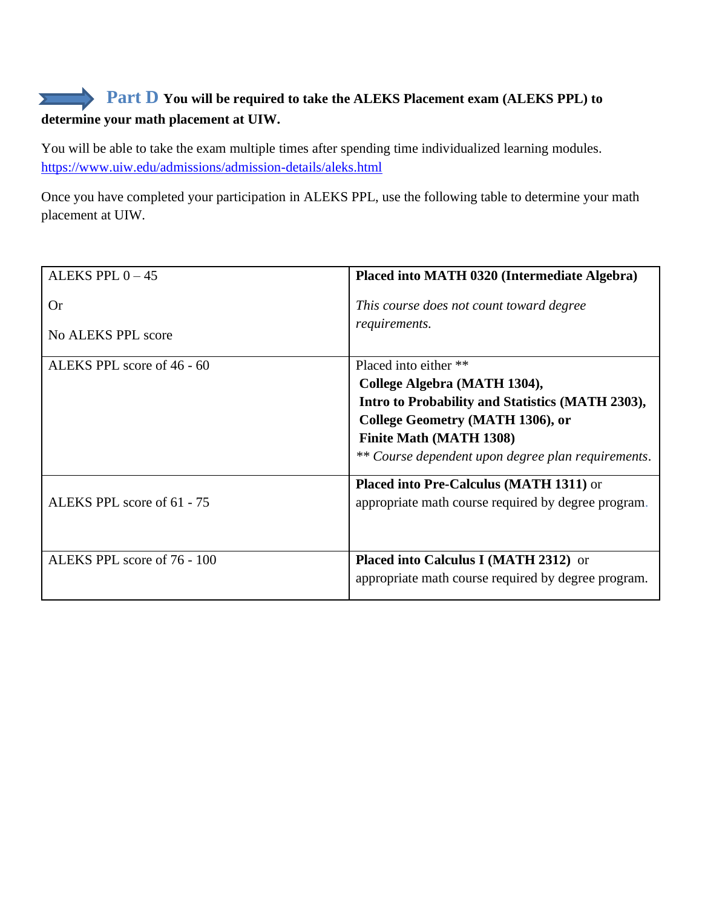## Part D **You will be required to take the ALEKS Placement exam (ALEKS PPL) to determine your math placement at UIW.**

You will be able to take the exam multiple times after spending time individualized learning modules. https://www.uiw.edu/admissions/admission-details/aleks.html

Once you have completed your participation in ALEKS PPL, use the following table to determine your math placement at UIW.

| | |
|---|---|
| ALEKS PPL 0 – 45<br><br>Or<br><br>No ALEKS PPL score | **Placed into MATH 0320 (Intermediate Algebra)**<br><br>*This course does not count toward degree requirements.* |
| ALEKS PPL score of 46 - 60 | Placed into either **<br>**College Algebra (MATH 1304),**<br>**Intro to Probability and Statistics (MATH 2303),**<br>**College Geometry (MATH 1306), or**<br>**Finite Math (MATH 1308)**<br>** *Course dependent upon degree plan requirements*. |
| ALEKS PPL score of 61 - 75 | **Placed into Pre-Calculus (MATH 1311)** or appropriate math course required by degree program. |
| ALEKS PPL score of 76 - 100 | **Placed into Calculus I (MATH 2312)** or appropriate math course required by degree program. |